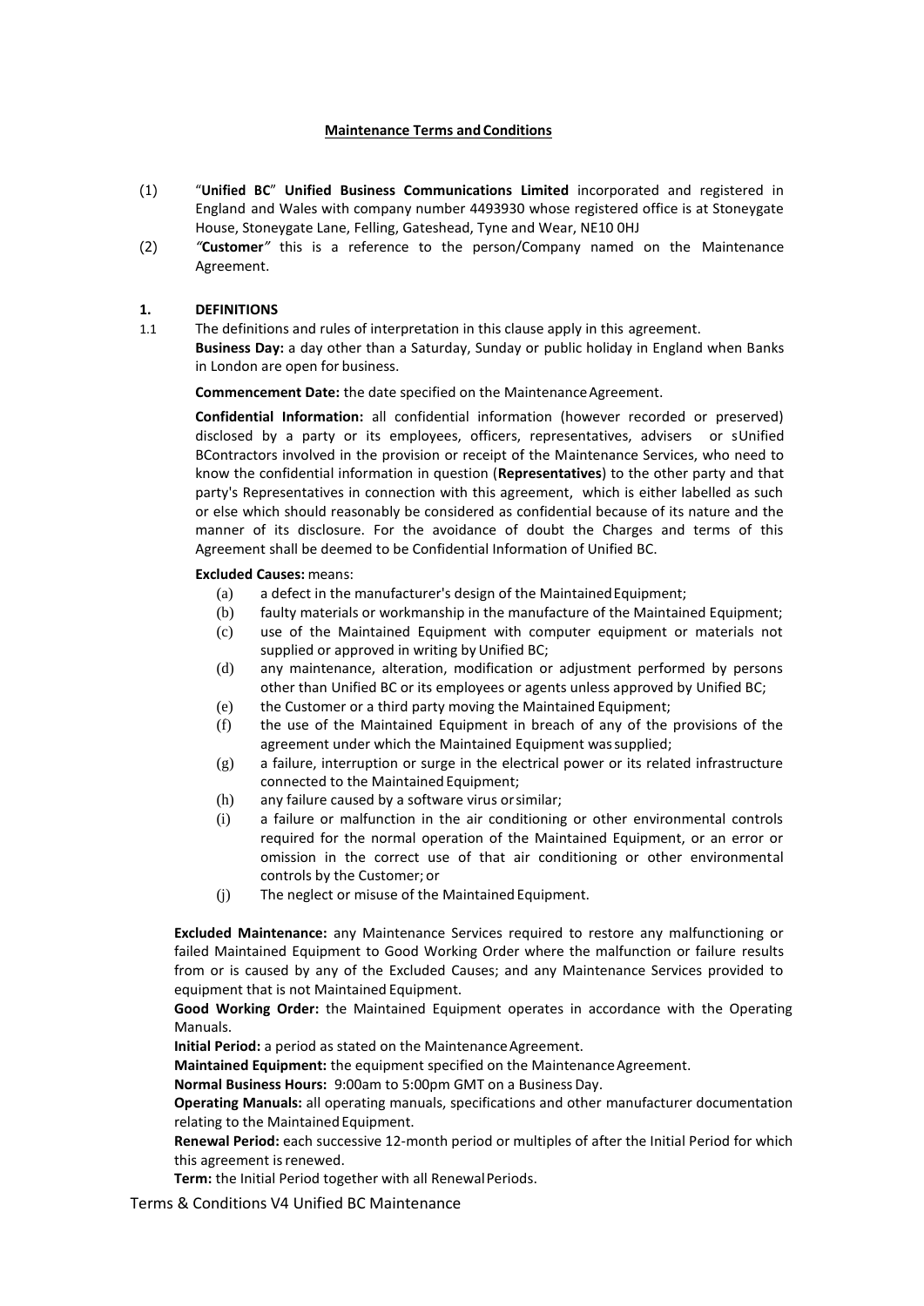**Maintenance Terms and Conditions**

(1) "**Unified BC**" **Unified Business Communications Limited** incorporated and registered in England and Wales with company number 4493930 whose registered office is at Stoneygate House, Stoneygate Lane, Felling, Gateshead, Tyne and Wear, NE10 0HJ

(2) *"***Customer***"* this is a reference to the person/Company named on the Maintenance Agreement.

**1. DEFINITIONS**

1.1 The definitions and rules of interpretation in this clause apply in this agreement.

**Business Day:** a day other than a Saturday, Sunday or public holiday in England when Banks in London are open for business.

**Commencement Date:** the date specified on the Maintenance Agreement.

**Confidential Information:** all confidential information (however recorded or preserved) disclosed by a party or its employees, officers, representatives, advisers or sUnified BContractors involved in the provision or receipt of the Maintenance Services, who need to know the confidential information in question (**Representatives**) to the other party and that party's Representatives in connection with this agreement, which is either labelled as such or else which should reasonably be considered as confidential because of its nature and the manner of its disclosure. For the avoidance of doubt the Charges and terms of this Agreement shall be deemed to be Confidential Information of Unified BC.

**Excluded Causes:** means:

(a) a defect in the manufacturer's design of the Maintained Equipment;
(b) faulty materials or workmanship in the manufacture of the Maintained Equipment;
(c) use of the Maintained Equipment with computer equipment or materials not supplied or approved in writing by Unified BC;
(d) any maintenance, alteration, modification or adjustment performed by persons other than Unified BC or its employees or agents unless approved by Unified BC;
(e) the Customer or a third party moving the Maintained Equipment;
(f) the use of the Maintained Equipment in breach of any of the provisions of the agreement under which the Maintained Equipment was supplied;
(g) a failure, interruption or surge in the electrical power or its related infrastructure connected to the Maintained Equipment;
(h) any failure caused by a software virus or similar;
(i) a failure or malfunction in the air conditioning or other environmental controls required for the normal operation of the Maintained Equipment, or an error or omission in the correct use of that air conditioning or other environmental controls by the Customer; or
(j) The neglect or misuse of the Maintained Equipment.

**Excluded Maintenance:** any Maintenance Services required to restore any malfunctioning or failed Maintained Equipment to Good Working Order where the malfunction or failure results from or is caused by any of the Excluded Causes; and any Maintenance Services provided to equipment that is not Maintained Equipment.

**Good Working Order:** the Maintained Equipment operates in accordance with the Operating Manuals.

**Initial Period:** a period as stated on the Maintenance Agreement.

**Maintained Equipment:** the equipment specified on the Maintenance Agreement.

**Normal Business Hours:** 9:00am to 5:00pm GMT on a Business Day.

**Operating Manuals:** all operating manuals, specifications and other manufacturer documentation relating to the Maintained Equipment.

**Renewal Period:** each successive 12-month period or multiples of after the Initial Period for which this agreement is renewed.

**Term:** the Initial Period together with all Renewal Periods.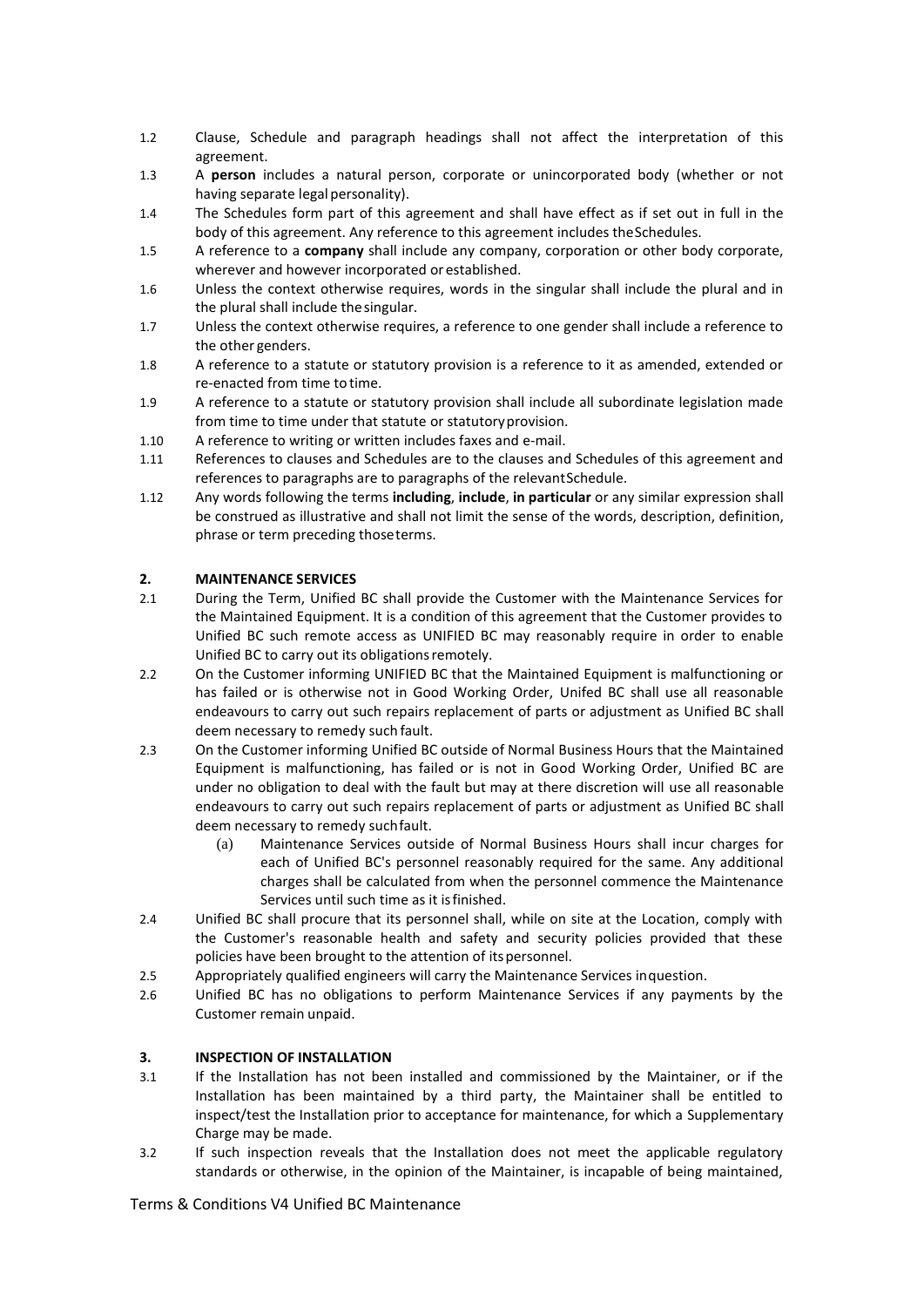1.2 Clause, Schedule and paragraph headings shall not affect the interpretation of this agreement.

1.3 A **person** includes a natural person, corporate or unincorporated body (whether or not having separate legal personality).

1.4 The Schedules form part of this agreement and shall have effect as if set out in full in the body of this agreement. Any reference to this agreement includes the Schedules.

1.5 A reference to a **company** shall include any company, corporation or other body corporate, wherever and however incorporated or established.

1.6 Unless the context otherwise requires, words in the singular shall include the plural and in the plural shall include the singular.

1.7 Unless the context otherwise requires, a reference to one gender shall include a reference to the other genders.

1.8 A reference to a statute or statutory provision is a reference to it as amended, extended or re-enacted from time to time.

1.9 A reference to a statute or statutory provision shall include all subordinate legislation made from time to time under that statute or statutory provision.

1.10 A reference to writing or written includes faxes and e-mail.

1.11 References to clauses and Schedules are to the clauses and Schedules of this agreement and references to paragraphs are to paragraphs of the relevant Schedule.

1.12 Any words following the terms **including**, **include**, **in particular** or any similar expression shall be construed as illustrative and shall not limit the sense of the words, description, definition, phrase or term preceding those terms.

## 2. MAINTENANCE SERVICES

2.1 During the Term, Unified BC shall provide the Customer with the Maintenance Services for the Maintained Equipment. It is a condition of this agreement that the Customer provides to Unified BC such remote access as UNIFIED BC may reasonably require in order to enable Unified BC to carry out its obligations remotely.

2.2 On the Customer informing UNIFIED BC that the Maintained Equipment is malfunctioning or has failed or is otherwise not in Good Working Order, Unifed BC shall use all reasonable endeavours to carry out such repairs replacement of parts or adjustment as Unified BC shall deem necessary to remedy such fault.

2.3 On the Customer informing Unified BC outside of Normal Business Hours that the Maintained Equipment is malfunctioning, has failed or is not in Good Working Order, Unified BC are under no obligation to deal with the fault but may at there discretion will use all reasonable endeavours to carry out such repairs replacement of parts or adjustment as Unified BC shall deem necessary to remedy such fault.

(a) Maintenance Services outside of Normal Business Hours shall incur charges for each of Unified BC's personnel reasonably required for the same. Any additional charges shall be calculated from when the personnel commence the Maintenance Services until such time as it is finished.

2.4 Unified BC shall procure that its personnel shall, while on site at the Location, comply with the Customer's reasonable health and safety and security policies provided that these policies have been brought to the attention of its personnel.

2.5 Appropriately qualified engineers will carry the Maintenance Services in question.

2.6 Unified BC has no obligations to perform Maintenance Services if any payments by the Customer remain unpaid.

## 3. INSPECTION OF INSTALLATION

3.1 If the Installation has not been installed and commissioned by the Maintainer, or if the Installation has been maintained by a third party, the Maintainer shall be entitled to inspect/test the Installation prior to acceptance for maintenance, for which a Supplementary Charge may be made.

3.2 If such inspection reveals that the Installation does not meet the applicable regulatory standards or otherwise, in the opinion of the Maintainer, is incapable of being maintained,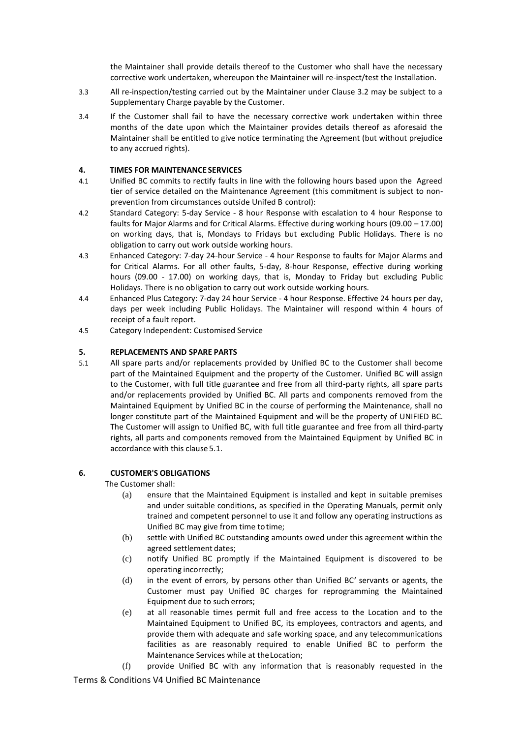the Maintainer shall provide details thereof to the Customer who shall have the necessary corrective work undertaken, whereupon the Maintainer will re-inspect/test the Installation.

3.3 All re-inspection/testing carried out by the Maintainer under Clause 3.2 may be subject to a Supplementary Charge payable by the Customer.

3.4 If the Customer shall fail to have the necessary corrective work undertaken within three months of the date upon which the Maintainer provides details thereof as aforesaid the Maintainer shall be entitled to give notice terminating the Agreement (but without prejudice to any accrued rights).

**4. TIMES FOR MAINTENANCE SERVICES**

4.1 Unified BC commits to rectify faults in line with the following hours based upon the Agreed tier of service detailed on the Maintenance Agreement (this commitment is subject to non-prevention from circumstances outside Unifed B control):

4.2 Standard Category: 5-day Service - 8 hour Response with escalation to 4 hour Response to faults for Major Alarms and for Critical Alarms. Effective during working hours (09.00 – 17.00) on working days, that is, Mondays to Fridays but excluding Public Holidays. There is no obligation to carry out work outside working hours.

4.3 Enhanced Category: 7-day 24-hour Service - 4 hour Response to faults for Major Alarms and for Critical Alarms. For all other faults, 5-day, 8-hour Response, effective during working hours (09.00 - 17.00) on working days, that is, Monday to Friday but excluding Public Holidays. There is no obligation to carry out work outside working hours.

4.4 Enhanced Plus Category: 7-day 24 hour Service - 4 hour Response. Effective 24 hours per day, days per week including Public Holidays. The Maintainer will respond within 4 hours of receipt of a fault report.

4.5 Category Independent: Customised Service

**5. REPLACEMENTS AND SPARE PARTS**

5.1 All spare parts and/or replacements provided by Unified BC to the Customer shall become part of the Maintained Equipment and the property of the Customer. Unified BC will assign to the Customer, with full title guarantee and free from all third-party rights, all spare parts and/or replacements provided by Unified BC. All parts and components removed from the Maintained Equipment by Unified BC in the course of performing the Maintenance, shall no longer constitute part of the Maintained Equipment and will be the property of UNIFIED BC. The Customer will assign to Unified BC, with full title guarantee and free from all third-party rights, all parts and components removed from the Maintained Equipment by Unified BC in accordance with this clause 5.1.

**6. CUSTOMER'S OBLIGATIONS**

The Customer shall:

(a) ensure that the Maintained Equipment is installed and kept in suitable premises and under suitable conditions, as specified in the Operating Manuals, permit only trained and competent personnel to use it and follow any operating instructions as Unified BC may give from time to time;

(b) settle with Unified BC outstanding amounts owed under this agreement within the agreed settlement dates;

(c) notify Unified BC promptly if the Maintained Equipment is discovered to be operating incorrectly;

(d) in the event of errors, by persons other than Unified BC' servants or agents, the Customer must pay Unified BC charges for reprogramming the Maintained Equipment due to such errors;

(e) at all reasonable times permit full and free access to the Location and to the Maintained Equipment to Unified BC, its employees, contractors and agents, and provide them with adequate and safe working space, and any telecommunications facilities as are reasonably required to enable Unified BC to perform the Maintenance Services while at the Location;

(f) provide Unified BC with any information that is reasonably requested in the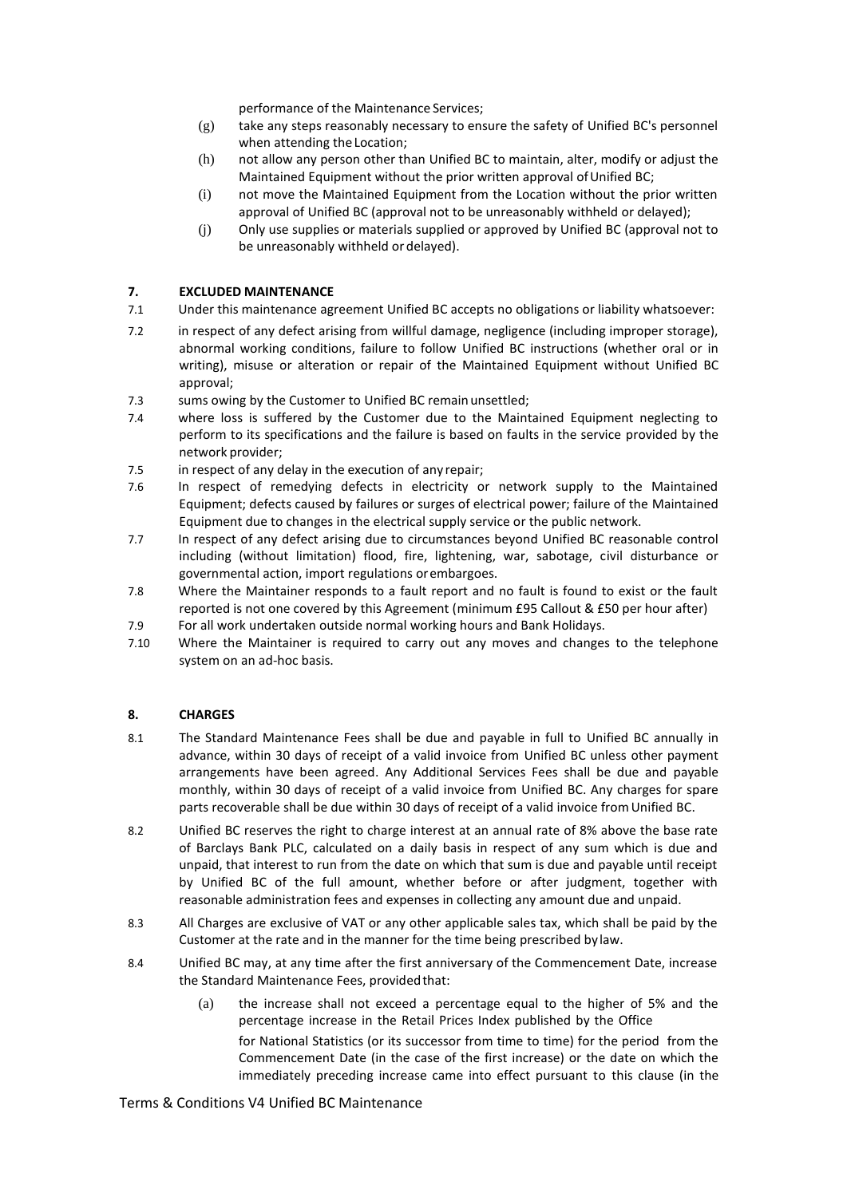performance of the Maintenance Services;

(g) take any steps reasonably necessary to ensure the safety of Unified BC's personnel when attending the Location;

(h) not allow any person other than Unified BC to maintain, alter, modify or adjust the Maintained Equipment without the prior written approval of Unified BC;

(i) not move the Maintained Equipment from the Location without the prior written approval of Unified BC (approval not to be unreasonably withheld or delayed);

(j) Only use supplies or materials supplied or approved by Unified BC (approval not to be unreasonably withheld or delayed).

### 7. EXCLUDED MAINTENANCE

7.1 Under this maintenance agreement Unified BC accepts no obligations or liability whatsoever:

7.2 in respect of any defect arising from willful damage, negligence (including improper storage), abnormal working conditions, failure to follow Unified BC instructions (whether oral or in writing), misuse or alteration or repair of the Maintained Equipment without Unified BC approval;

7.3 sums owing by the Customer to Unified BC remain unsettled;

7.4 where loss is suffered by the Customer due to the Maintained Equipment neglecting to perform to its specifications and the failure is based on faults in the service provided by the network provider;

7.5 in respect of any delay in the execution of any repair;

7.6 In respect of remedying defects in electricity or network supply to the Maintained Equipment; defects caused by failures or surges of electrical power; failure of the Maintained Equipment due to changes in the electrical supply service or the public network.

7.7 In respect of any defect arising due to circumstances beyond Unified BC reasonable control including (without limitation) flood, fire, lightening, war, sabotage, civil disturbance or governmental action, import regulations or embargoes.

7.8 Where the Maintainer responds to a fault report and no fault is found to exist or the fault reported is not one covered by this Agreement (minimum £95 Callout & £50 per hour after)

7.9 For all work undertaken outside normal working hours and Bank Holidays.

7.10 Where the Maintainer is required to carry out any moves and changes to the telephone system on an ad-hoc basis.

### 8. CHARGES

8.1 The Standard Maintenance Fees shall be due and payable in full to Unified BC annually in advance, within 30 days of receipt of a valid invoice from Unified BC unless other payment arrangements have been agreed. Any Additional Services Fees shall be due and payable monthly, within 30 days of receipt of a valid invoice from Unified BC. Any charges for spare parts recoverable shall be due within 30 days of receipt of a valid invoice from Unified BC.

8.2 Unified BC reserves the right to charge interest at an annual rate of 8% above the base rate of Barclays Bank PLC, calculated on a daily basis in respect of any sum which is due and unpaid, that interest to run from the date on which that sum is due and payable until receipt by Unified BC of the full amount, whether before or after judgment, together with reasonable administration fees and expenses in collecting any amount due and unpaid.

8.3 All Charges are exclusive of VAT or any other applicable sales tax, which shall be paid by the Customer at the rate and in the manner for the time being prescribed by law.

8.4 Unified BC may, at any time after the first anniversary of the Commencement Date, increase the Standard Maintenance Fees, provided that:

(a) the increase shall not exceed a percentage equal to the higher of 5% and the percentage increase in the Retail Prices Index published by the Office for National Statistics (or its successor from time to time) for the period from the Commencement Date (in the case of the first increase) or the date on which the immediately preceding increase came into effect pursuant to this clause (in the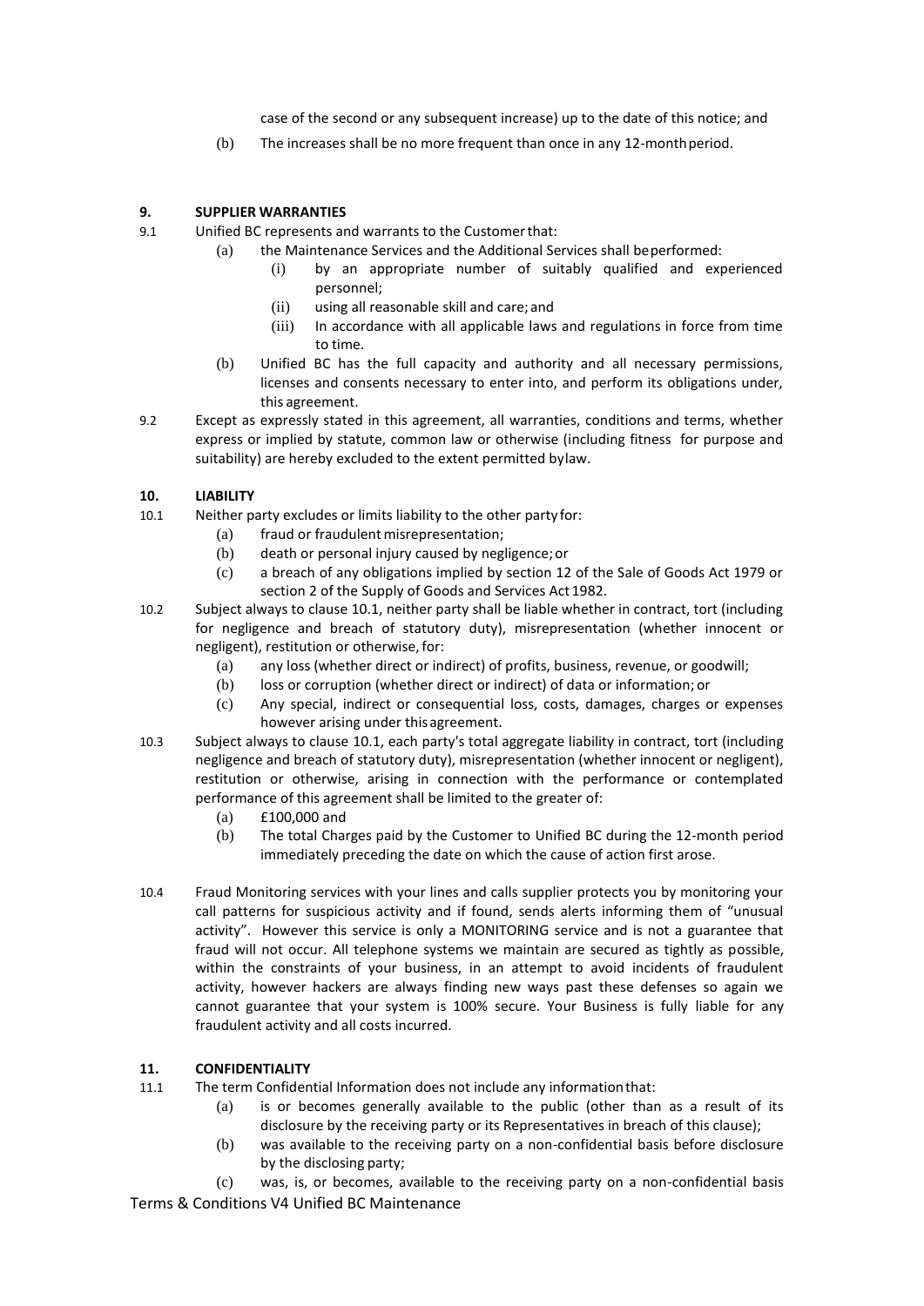case of the second or any subsequent increase) up to the date of this notice; and

(b) The increases shall be no more frequent than once in any 12-month period.

**9. SUPPLIER WARRANTIES**

9.1 Unified BC represents and warrants to the Customer that:

(a) the Maintenance Services and the Additional Services shall be performed:

(i) by an appropriate number of suitably qualified and experienced personnel;

(ii) using all reasonable skill and care; and

(iii) In accordance with all applicable laws and regulations in force from time to time.

(b) Unified BC has the full capacity and authority and all necessary permissions, licenses and consents necessary to enter into, and perform its obligations under, this agreement.

9.2 Except as expressly stated in this agreement, all warranties, conditions and terms, whether express or implied by statute, common law or otherwise (including fitness for purpose and suitability) are hereby excluded to the extent permitted by law.

**10. LIABILITY**

10.1 Neither party excludes or limits liability to the other party for:

(a) fraud or fraudulent misrepresentation;

(b) death or personal injury caused by negligence; or

(c) a breach of any obligations implied by section 12 of the Sale of Goods Act 1979 or section 2 of the Supply of Goods and Services Act 1982.

10.2 Subject always to clause 10.1, neither party shall be liable whether in contract, tort (including for negligence and breach of statutory duty), misrepresentation (whether innocent or negligent), restitution or otherwise, for:

(a) any loss (whether direct or indirect) of profits, business, revenue, or goodwill;

(b) loss or corruption (whether direct or indirect) of data or information; or

(c) Any special, indirect or consequential loss, costs, damages, charges or expenses however arising under this agreement.

10.3 Subject always to clause 10.1, each party's total aggregate liability in contract, tort (including negligence and breach of statutory duty), misrepresentation (whether innocent or negligent), restitution or otherwise, arising in connection with the performance or contemplated performance of this agreement shall be limited to the greater of:

(a) £100,000 and

(b) The total Charges paid by the Customer to Unified BC during the 12-month period immediately preceding the date on which the cause of action first arose.

10.4 Fraud Monitoring services with your lines and calls supplier protects you by monitoring your call patterns for suspicious activity and if found, sends alerts informing them of "unusual activity". However this service is only a MONITORING service and is not a guarantee that fraud will not occur. All telephone systems we maintain are secured as tightly as possible, within the constraints of your business, in an attempt to avoid incidents of fraudulent activity, however hackers are always finding new ways past these defenses so again we cannot guarantee that your system is 100% secure. Your Business is fully liable for any fraudulent activity and all costs incurred.

**11. CONFIDENTIALITY**

11.1 The term Confidential Information does not include any information that:

(a) is or becomes generally available to the public (other than as a result of its disclosure by the receiving party or its Representatives in breach of this clause);

(b) was available to the receiving party on a non-confidential basis before disclosure by the disclosing party;

(c) was, is, or becomes, available to the receiving party on a non-confidential basis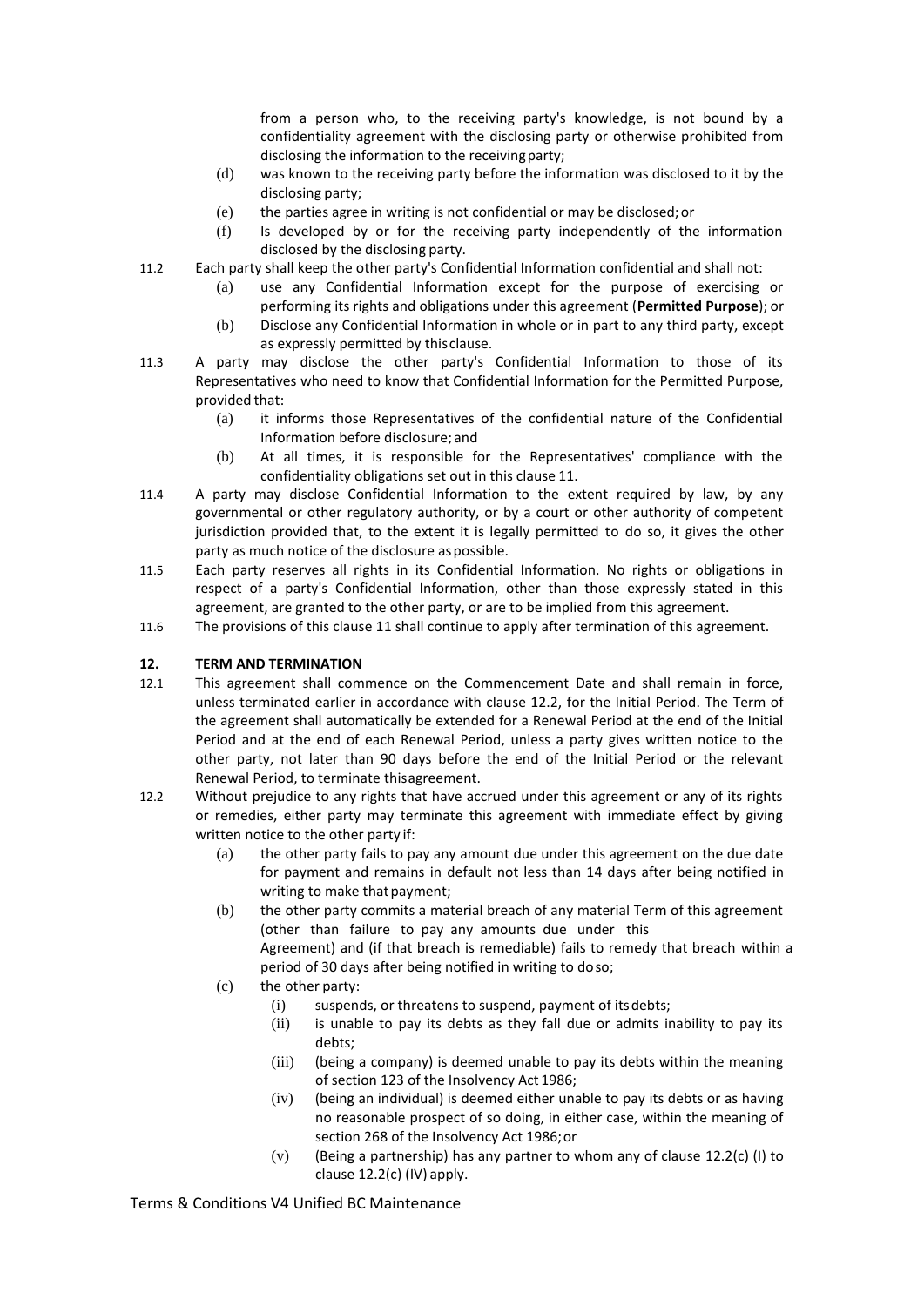from a person who, to the receiving party's knowledge, is not bound by a confidentiality agreement with the disclosing party or otherwise prohibited from disclosing the information to the receiving party;

(d) was known to the receiving party before the information was disclosed to it by the disclosing party;

(e) the parties agree in writing is not confidential or may be disclosed; or

(f) Is developed by or for the receiving party independently of the information disclosed by the disclosing party.

11.2 Each party shall keep the other party's Confidential Information confidential and shall not:

(a) use any Confidential Information except for the purpose of exercising or performing its rights and obligations under this agreement (**Permitted Purpose**); or

(b) Disclose any Confidential Information in whole or in part to any third party, except as expressly permitted by this clause.

11.3 A party may disclose the other party's Confidential Information to those of its Representatives who need to know that Confidential Information for the Permitted Purpose, provided that:

(a) it informs those Representatives of the confidential nature of the Confidential Information before disclosure; and

(b) At all times, it is responsible for the Representatives' compliance with the confidentiality obligations set out in this clause 11.

11.4 A party may disclose Confidential Information to the extent required by law, by any governmental or other regulatory authority, or by a court or other authority of competent jurisdiction provided that, to the extent it is legally permitted to do so, it gives the other party as much notice of the disclosure as possible.

11.5 Each party reserves all rights in its Confidential Information. No rights or obligations in respect of a party's Confidential Information, other than those expressly stated in this agreement, are granted to the other party, or are to be implied from this agreement.

11.6 The provisions of this clause 11 shall continue to apply after termination of this agreement.

## 12. TERM AND TERMINATION

12.1 This agreement shall commence on the Commencement Date and shall remain in force, unless terminated earlier in accordance with clause 12.2, for the Initial Period. The Term of the agreement shall automatically be extended for a Renewal Period at the end of the Initial Period and at the end of each Renewal Period, unless a party gives written notice to the other party, not later than 90 days before the end of the Initial Period or the relevant Renewal Period, to terminate this agreement.

12.2 Without prejudice to any rights that have accrued under this agreement or any of its rights or remedies, either party may terminate this agreement with immediate effect by giving written notice to the other party if:

(a) the other party fails to pay any amount due under this agreement on the due date for payment and remains in default not less than 14 days after being notified in writing to make that payment;

(b) the other party commits a material breach of any material Term of this agreement (other than failure to pay any amounts due under this Agreement) and (if that breach is remediable) fails to remedy that breach within a period of 30 days after being notified in writing to do so;

(c) the other party:

(i) suspends, or threatens to suspend, payment of its debts;

(ii) is unable to pay its debts as they fall due or admits inability to pay its debts;

(iii) (being a company) is deemed unable to pay its debts within the meaning of section 123 of the Insolvency Act 1986;

(iv) (being an individual) is deemed either unable to pay its debts or as having no reasonable prospect of so doing, in either case, within the meaning of section 268 of the Insolvency Act 1986; or

(v) (Being a partnership) has any partner to whom any of clause 12.2(c) (I) to clause 12.2(c) (IV) apply.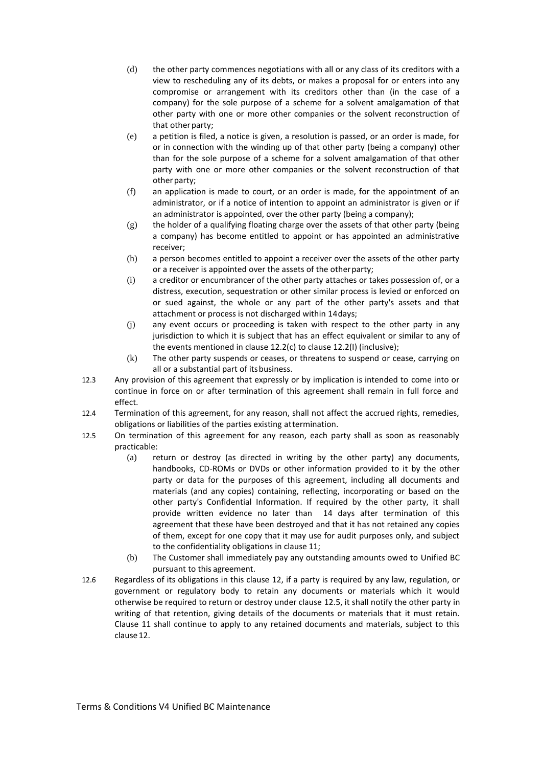- (d) the other party commences negotiations with all or any class of its creditors with a view to rescheduling any of its debts, or makes a proposal for or enters into any compromise or arrangement with its creditors other than (in the case of a company) for the sole purpose of a scheme for a solvent amalgamation of that other party with one or more other companies or the solvent reconstruction of that other party;
- (e) a petition is filed, a notice is given, a resolution is passed, or an order is made, for or in connection with the winding up of that other party (being a company) other than for the sole purpose of a scheme for a solvent amalgamation of that other party with one or more other companies or the solvent reconstruction of that other party;
- (f) an application is made to court, or an order is made, for the appointment of an administrator, or if a notice of intention to appoint an administrator is given or if an administrator is appointed, over the other party (being a company);
- (g) the holder of a qualifying floating charge over the assets of that other party (being a company) has become entitled to appoint or has appointed an administrative receiver;
- (h) a person becomes entitled to appoint a receiver over the assets of the other party or a receiver is appointed over the assets of the other party;
- (i) a creditor or encumbrancer of the other party attaches or takes possession of, or a distress, execution, sequestration or other similar process is levied or enforced on or sued against, the whole or any part of the other party's assets and that attachment or process is not discharged within 14 days;
- (j) any event occurs or proceeding is taken with respect to the other party in any jurisdiction to which it is subject that has an effect equivalent or similar to any of the events mentioned in clause 12.2(c) to clause 12.2(I) (inclusive);
- (k) The other party suspends or ceases, or threatens to suspend or cease, carrying on all or a substantial part of its business.

12.3 Any provision of this agreement that expressly or by implication is intended to come into or continue in force on or after termination of this agreement shall remain in full force and effect.

12.4 Termination of this agreement, for any reason, shall not affect the accrued rights, remedies, obligations or liabilities of the parties existing at termination.

12.5 On termination of this agreement for any reason, each party shall as soon as reasonably practicable:

- (a) return or destroy (as directed in writing by the other party) any documents, handbooks, CD-ROMs or DVDs or other information provided to it by the other party or data for the purposes of this agreement, including all documents and materials (and any copies) containing, reflecting, incorporating or based on the other party's Confidential Information. If required by the other party, it shall provide written evidence no later than 14 days after termination of this agreement that these have been destroyed and that it has not retained any copies of them, except for one copy that it may use for audit purposes only, and subject to the confidentiality obligations in clause 11;
- (b) The Customer shall immediately pay any outstanding amounts owed to Unified BC pursuant to this agreement.

12.6 Regardless of its obligations in this clause 12, if a party is required by any law, regulation, or government or regulatory body to retain any documents or materials which it would otherwise be required to return or destroy under clause 12.5, it shall notify the other party in writing of that retention, giving details of the documents or materials that it must retain. Clause 11 shall continue to apply to any retained documents and materials, subject to this clause 12.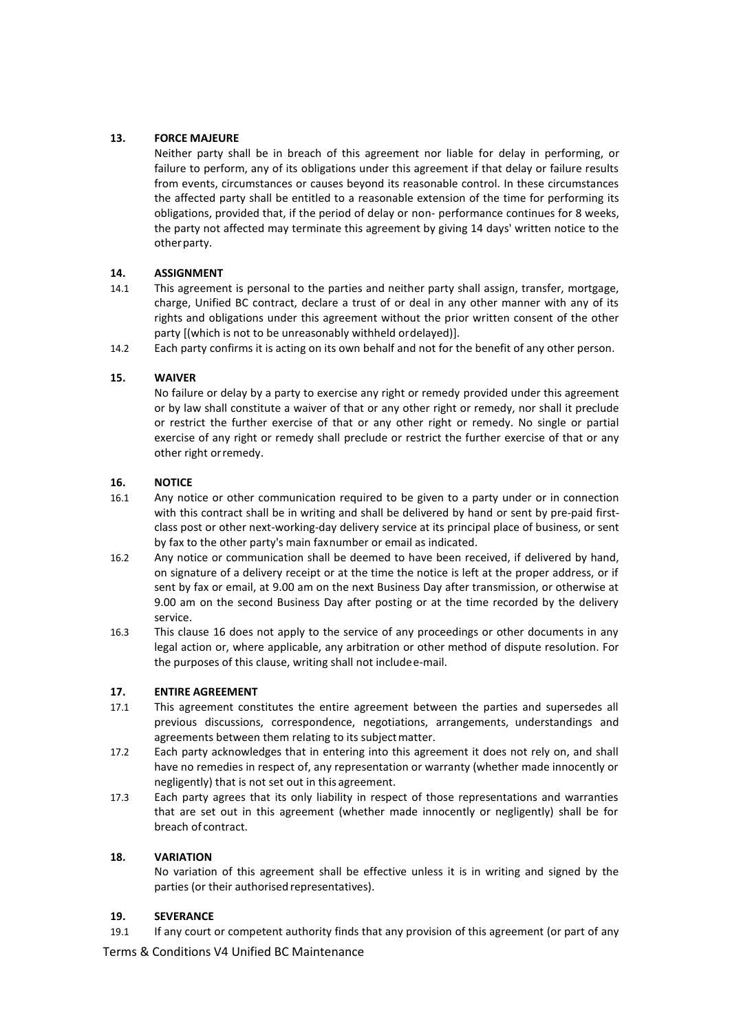## 13. FORCE MAJEURE

Neither party shall be in breach of this agreement nor liable for delay in performing, or failure to perform, any of its obligations under this agreement if that delay or failure results from events, circumstances or causes beyond its reasonable control. In these circumstances the affected party shall be entitled to a reasonable extension of the time for performing its obligations, provided that, if the period of delay or non- performance continues for 8 weeks, the party not affected may terminate this agreement by giving 14 days' written notice to the other party.

## 14. ASSIGNMENT

14.1 This agreement is personal to the parties and neither party shall assign, transfer, mortgage, charge, Unified BC contract, declare a trust of or deal in any other manner with any of its rights and obligations under this agreement without the prior written consent of the other party [(which is not to be unreasonably withheld or delayed)].

14.2 Each party confirms it is acting on its own behalf and not for the benefit of any other person.

## 15. WAIVER

No failure or delay by a party to exercise any right or remedy provided under this agreement or by law shall constitute a waiver of that or any other right or remedy, nor shall it preclude or restrict the further exercise of that or any other right or remedy. No single or partial exercise of any right or remedy shall preclude or restrict the further exercise of that or any other right or remedy.

## 16. NOTICE

16.1 Any notice or other communication required to be given to a party under or in connection with this contract shall be in writing and shall be delivered by hand or sent by pre-paid first-class post or other next-working-day delivery service at its principal place of business, or sent by fax to the other party's main fax number or email as indicated.

16.2 Any notice or communication shall be deemed to have been received, if delivered by hand, on signature of a delivery receipt or at the time the notice is left at the proper address, or if sent by fax or email, at 9.00 am on the next Business Day after transmission, or otherwise at 9.00 am on the second Business Day after posting or at the time recorded by the delivery service.

16.3 This clause 16 does not apply to the service of any proceedings or other documents in any legal action or, where applicable, any arbitration or other method of dispute resolution. For the purposes of this clause, writing shall not include e-mail.

## 17. ENTIRE AGREEMENT

17.1 This agreement constitutes the entire agreement between the parties and supersedes all previous discussions, correspondence, negotiations, arrangements, understandings and agreements between them relating to its subject matter.

17.2 Each party acknowledges that in entering into this agreement it does not rely on, and shall have no remedies in respect of, any representation or warranty (whether made innocently or negligently) that is not set out in this agreement.

17.3 Each party agrees that its only liability in respect of those representations and warranties that are set out in this agreement (whether made innocently or negligently) shall be for breach of contract.

## 18. VARIATION

No variation of this agreement shall be effective unless it is in writing and signed by the parties (or their authorised representatives).

## 19. SEVERANCE

19.1 If any court or competent authority finds that any provision of this agreement (or part of any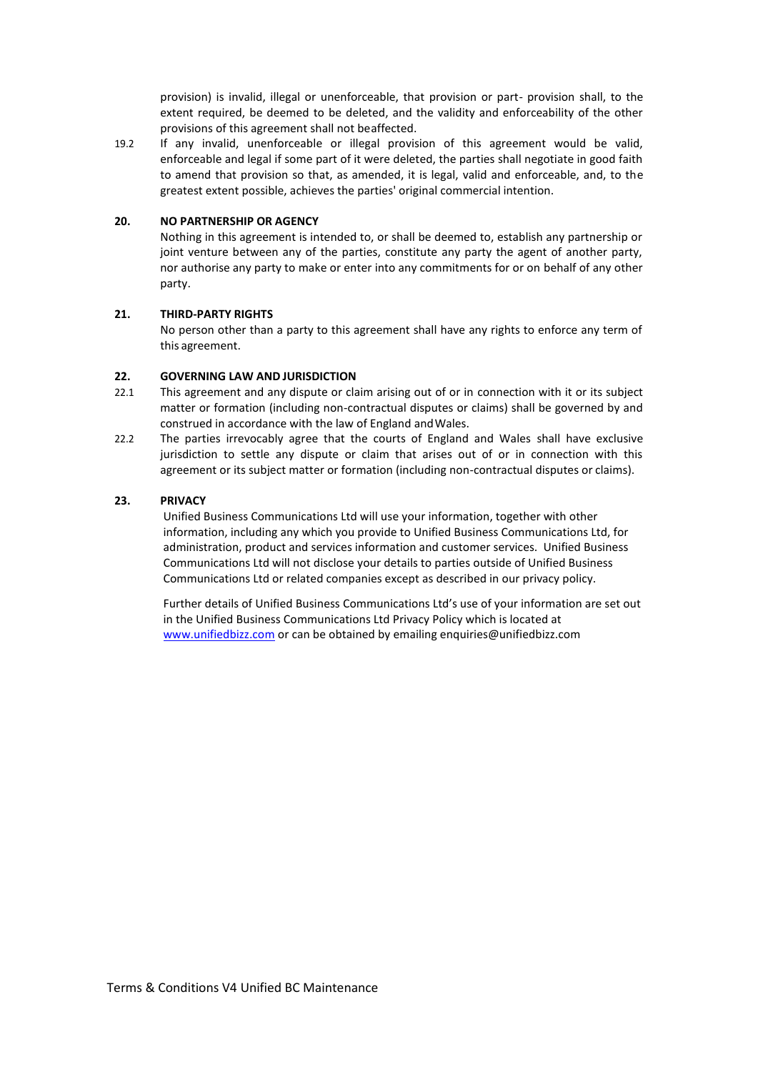provision) is invalid, illegal or unenforceable, that provision or part- provision shall, to the extent required, be deemed to be deleted, and the validity and enforceability of the other provisions of this agreement shall not beaffected.

19.2 If any invalid, unenforceable or illegal provision of this agreement would be valid, enforceable and legal if some part of it were deleted, the parties shall negotiate in good faith to amend that provision so that, as amended, it is legal, valid and enforceable, and, to the greatest extent possible, achieves the parties' original commercial intention.

## 20. NO PARTNERSHIP OR AGENCY

Nothing in this agreement is intended to, or shall be deemed to, establish any partnership or joint venture between any of the parties, constitute any party the agent of another party, nor authorise any party to make or enter into any commitments for or on behalf of any other party.

## 21. THIRD-PARTY RIGHTS

No person other than a party to this agreement shall have any rights to enforce any term of this agreement.

## 22. GOVERNING LAW AND JURISDICTION

22.1 This agreement and any dispute or claim arising out of or in connection with it or its subject matter or formation (including non-contractual disputes or claims) shall be governed by and construed in accordance with the law of England and Wales.

22.2 The parties irrevocably agree that the courts of England and Wales shall have exclusive jurisdiction to settle any dispute or claim that arises out of or in connection with this agreement or its subject matter or formation (including non-contractual disputes or claims).

## 23. PRIVACY

Unified Business Communications Ltd will use your information, together with other information, including any which you provide to Unified Business Communications Ltd, for administration, product and services information and customer services. Unified Business Communications Ltd will not disclose your details to parties outside of Unified Business Communications Ltd or related companies except as described in our privacy policy.

Further details of Unified Business Communications Ltd's use of your information are set out in the Unified Business Communications Ltd Privacy Policy which is located at [www.unifiedbizz.com](http://www.unifiedbizz.com) or can be obtained by emailing enquiries@unifiedbizz.com